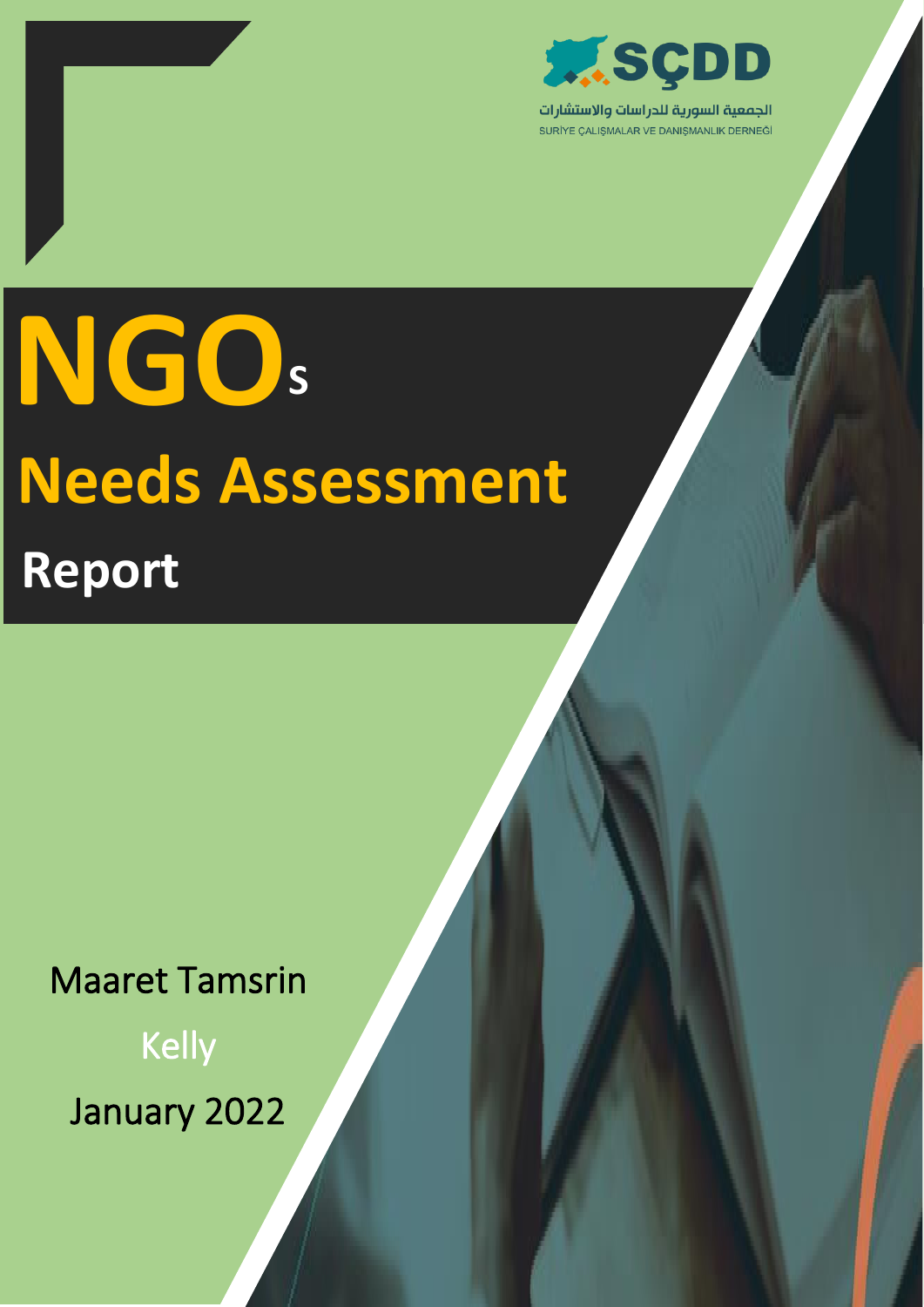SÇDD

الجمعية السورية للدراسات والاستشارات

SURİYE ÇALIŞMALAR VE DANIŞMANLIK DERNEĞİ

# NGOs

# Needs Assessment

## Report

Maaret Tamsrin

Kelly

January 2022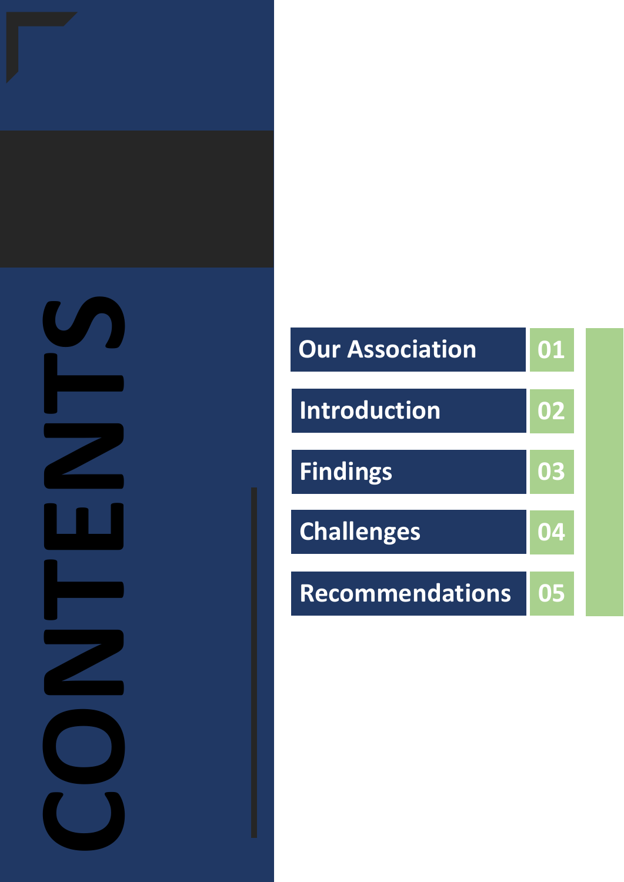# CONTENTS

| | |
|---|---|
| Our Association | 01 |
| Introduction | 02 |
| Findings | 03 |
| Challenges | 04 |
| Recommendations | 05 |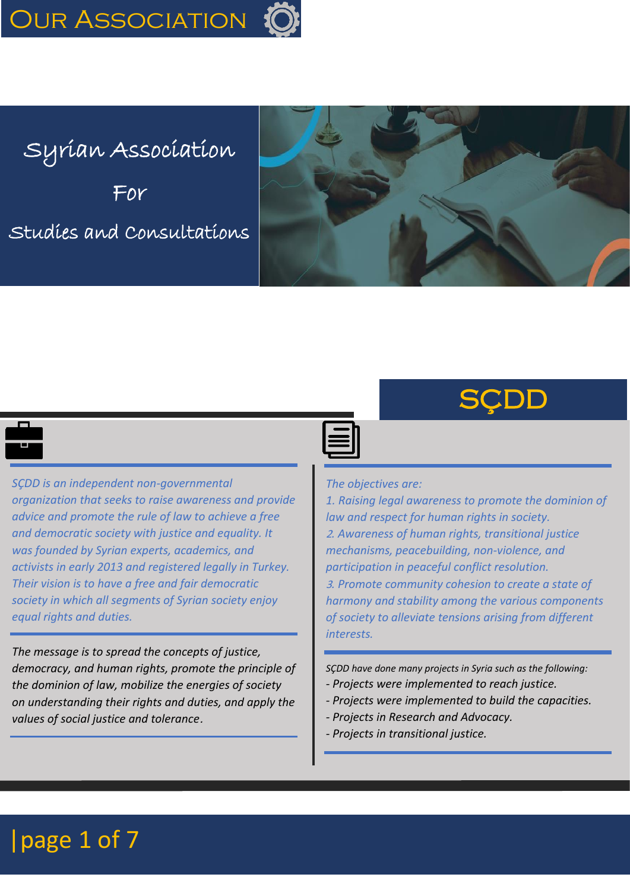# Our Association

## Syrian Association For Studies and Consultations

## SÇDD

*SÇDD is an independent non-governmental organization that seeks to raise awareness and provide advice and promote the rule of law to achieve a free and democratic society with justice and equality. It was founded by Syrian experts, academics, and activists in early 2013 and registered legally in Turkey. Their vision is to have a free and fair democratic society in which all segments of Syrian society enjoy equal rights and duties.*

*The message is to spread the concepts of justice, democracy, and human rights, promote the principle of the dominion of law, mobilize the energies of society on understanding their rights and duties, and apply the values of social justice and tolerance.*

*The objectives are:*

*1. Raising legal awareness to promote the dominion of law and respect for human rights in society.*

*2. Awareness of human rights, transitional justice mechanisms, peacebuilding, non-violence, and participation in peaceful conflict resolution.*

*3. Promote community cohesion to create a state of harmony and stability among the various components of society to alleviate tensions arising from different interests.*

*SÇDD have done many projects in Syria such as the following:*

- *Projects were implemented to reach justice.*
- *Projects were implemented to build the capacities.*
- *Projects in Research and Advocacy.*
- *Projects in transitional justice.*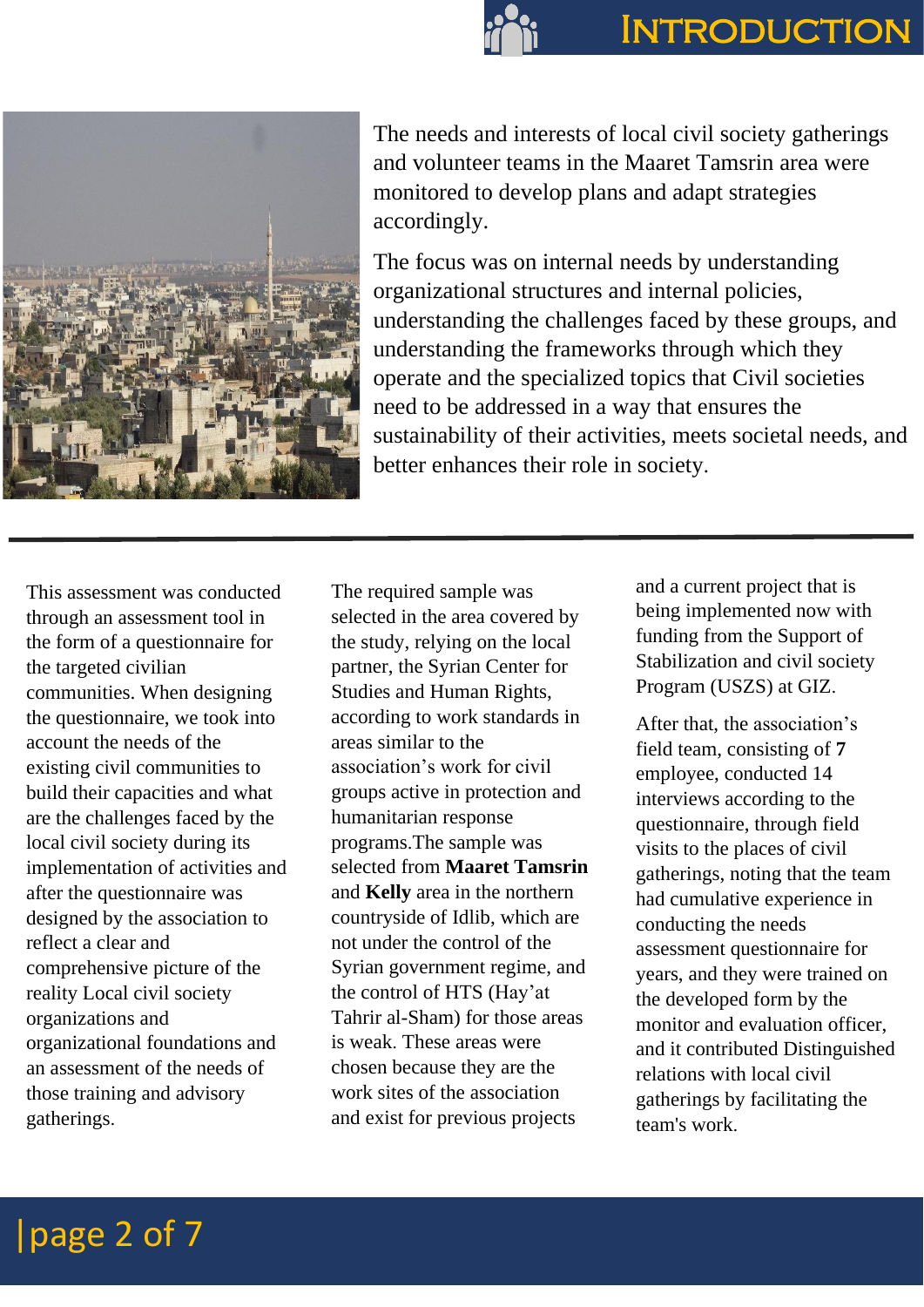# Introduction

The needs and interests of local civil society gatherings and volunteer teams in the Maaret Tamsrin area were monitored to develop plans and adapt strategies accordingly.

The focus was on internal needs by understanding organizational structures and internal policies, understanding the challenges faced by these groups, and understanding the frameworks through which they operate and the specialized topics that Civil societies need to be addressed in a way that ensures the sustainability of their activities, meets societal needs, and better enhances their role in society.

---

This assessment was conducted through an assessment tool in the form of a questionnaire for the targeted civilian communities. When designing the questionnaire, we took into account the needs of the existing civil communities to build their capacities and what are the challenges faced by the local civil society during its implementation of activities and after the questionnaire was designed by the association to reflect a clear and comprehensive picture of the reality Local civil society organizations and organizational foundations and an assessment of the needs of those training and advisory gatherings.

The required sample was selected in the area covered by the study, relying on the local partner, the Syrian Center for Studies and Human Rights, according to work standards in areas similar to the association's work for civil groups active in protection and humanitarian response programs.The sample was selected from **Maaret Tamsrin** and **Kelly** area in the northern countryside of Idlib, which are not under the control of the Syrian government regime, and the control of HTS (Hay'at Tahrir al-Sham) for those areas is weak. These areas were chosen because they are the work sites of the association and exist for previous projects and a current project that is being implemented now with funding from the Support of Stabilization and civil society Program (USZS) at GIZ.

After that, the association's field team, consisting of **7** employee, conducted 14 interviews according to the questionnaire, through field visits to the places of civil gatherings, noting that the team had cumulative experience in conducting the needs assessment questionnaire for years, and they were trained on the developed form by the monitor and evaluation officer, and it contributed Distinguished relations with local civil gatherings by facilitating the team's work.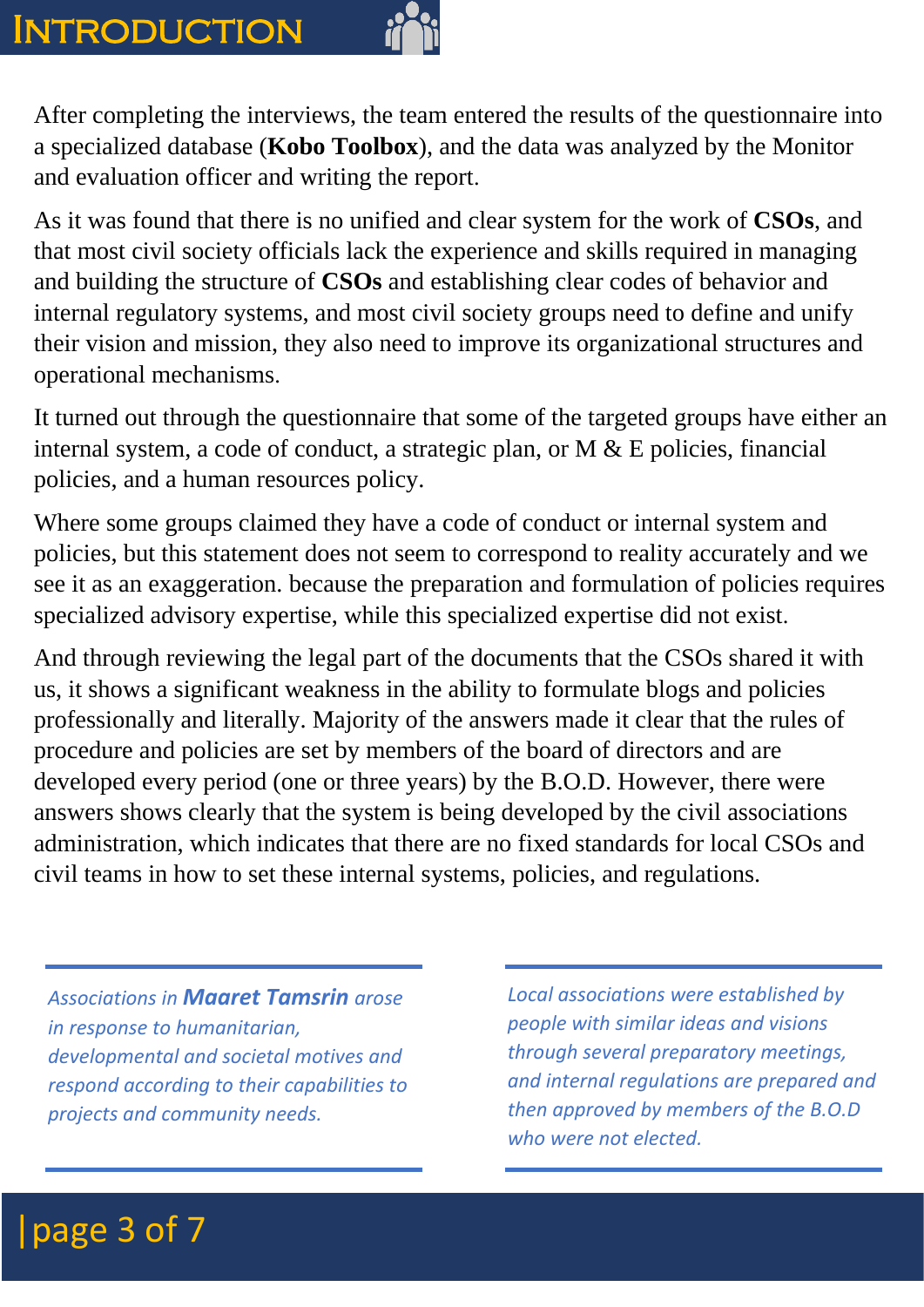# Introduction

After completing the interviews, the team entered the results of the questionnaire into a specialized database (**Kobo Toolbox**), and the data was analyzed by the Monitor and evaluation officer and writing the report.

As it was found that there is no unified and clear system for the work of **CSOs**, and that most civil society officials lack the experience and skills required in managing and building the structure of **CSOs** and establishing clear codes of behavior and internal regulatory systems, and most civil society groups need to define and unify their vision and mission, they also need to improve its organizational structures and operational mechanisms.

It turned out through the questionnaire that some of the targeted groups have either an internal system, a code of conduct, a strategic plan, or M & E policies, financial policies, and a human resources policy.

Where some groups claimed they have a code of conduct or internal system and policies, but this statement does not seem to correspond to reality accurately and we see it as an exaggeration. because the preparation and formulation of policies requires specialized advisory expertise, while this specialized expertise did not exist.

And through reviewing the legal part of the documents that the CSOs shared it with us, it shows a significant weakness in the ability to formulate blogs and policies professionally and literally. Majority of the answers made it clear that the rules of procedure and policies are set by members of the board of directors and are developed every period (one or three years) by the B.O.D. However, there were answers shows clearly that the system is being developed by the civil associations administration, which indicates that there are no fixed standards for local CSOs and civil teams in how to set these internal systems, policies, and regulations.

*Associations in **Maaret Tamsrin** arose in response to humanitarian, developmental and societal motives and respond according to their capabilities to projects and community needs.*

*Local associations were established by people with similar ideas and visions through several preparatory meetings, and internal regulations are prepared and then approved by members of the B.O.D who were not elected.*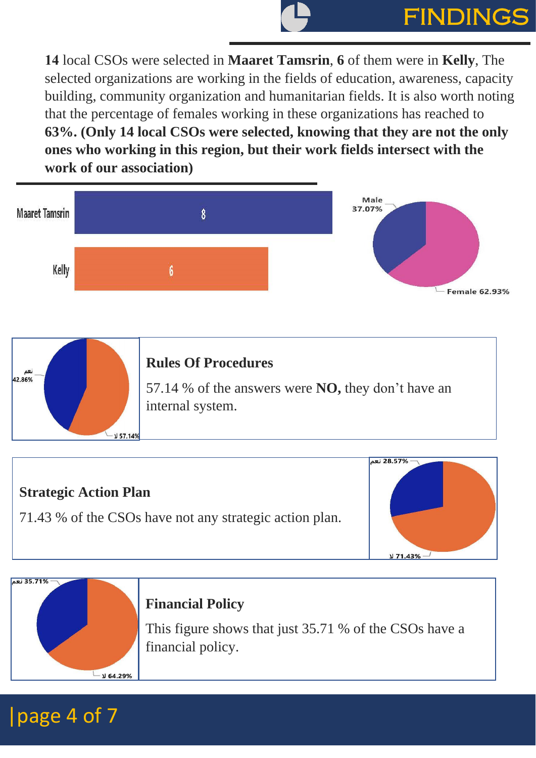# FINDINGS

**14** local CSOs were selected in **Maaret Tamsrin**, **6** of them were in **Kelly**, The selected organizations are working in the fields of education, awareness, capacity building, community organization and humanitarian fields. It is also worth noting that the percentage of females working in these organizations has reached to **63%. (Only 14 local CSOs were selected, knowing that they are not the only ones who working in this region, but their work fields intersect with the work of our association)**

Maaret Tamsrin
8
Kelly
6

Male
37.07%
Female 62.93%

نعم
42.86%
لا 57.14%

### Rules Of Procedures

57.14 % of the answers were **NO,** they don't have an internal system.

### Strategic Action Plan

71.43 % of the CSOs have not any strategic action plan.

نعم 28.57%
لا 71.43%

نعم 35.71%
لا 64.29%

### Financial Policy

This figure shows that just 35.71 % of the CSOs have a financial policy.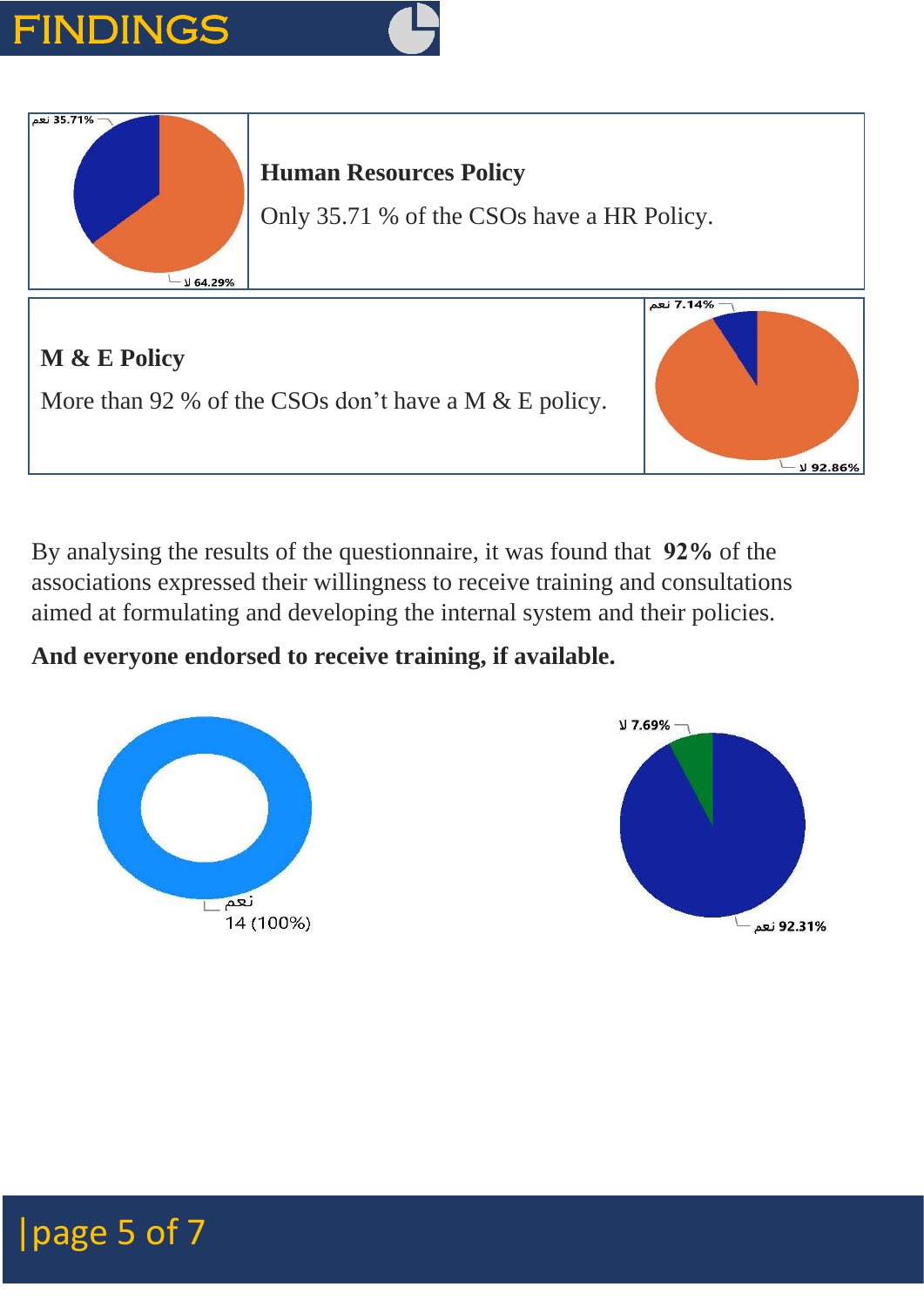# FINDINGS

نعم 35.71%

لا 64.29%

**Human Resources Policy**

Only 35.71 % of the CSOs have a HR Policy.

**M & E Policy**

More than 92 % of the CSOs don’t have a M & E policy.

نعم 7.14%

لا 92.86%

By analysing the results of the questionnaire, it was found that **92%** of the associations expressed their willingness to receive training and consultations aimed at formulating and developing the internal system and their policies.

**And everyone endorsed to receive training, if available.**

نعم
14 (100%)

لا 7.69%

نعم 92.31%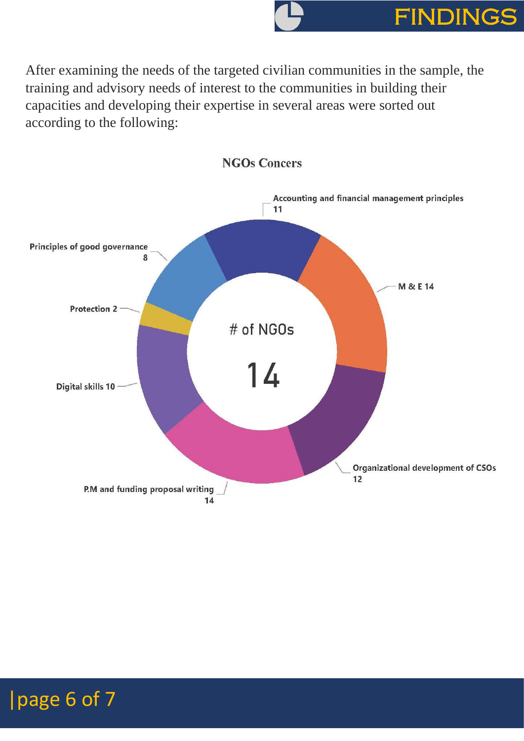# FINDINGS

After examining the needs of the targeted civilian communities in the sample, the training and advisory needs of interest to the communities in building their capacities and developing their expertise in several areas were sorted out according to the following:

**NGOs Concers**

Accounting and financial management principles 11

M & E 14

Organizational development of CSOs 12

P.M and funding proposal writing 14

Digital skills 10

Protection 2

Principles of good governance 8

# of NGOs

14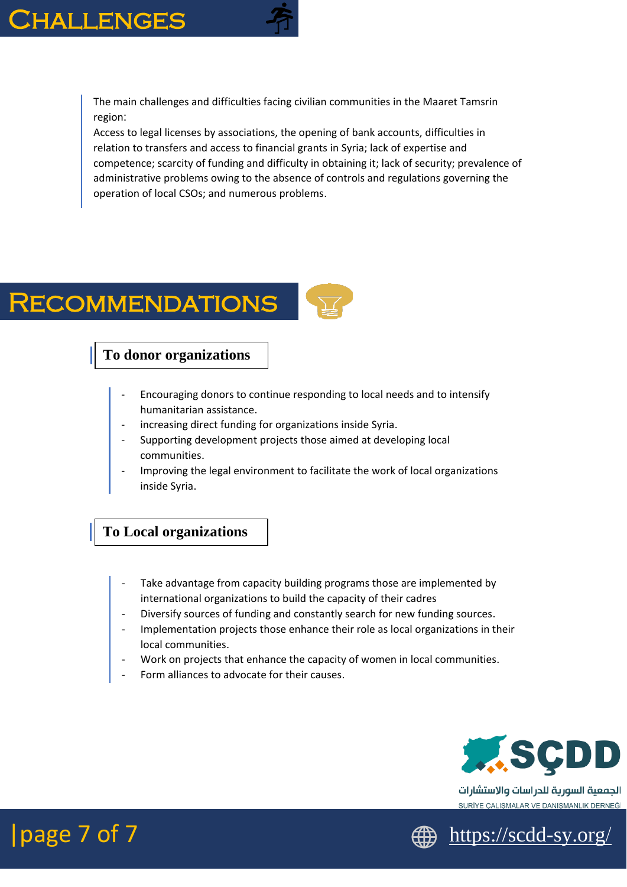# Challenges

The main challenges and difficulties facing civilian communities in the Maaret Tamsrin region:
Access to legal licenses by associations, the opening of bank accounts, difficulties in relation to transfers and access to financial grants in Syria; lack of expertise and competence; scarcity of funding and difficulty in obtaining it; lack of security; prevalence of administrative problems owing to the absence of controls and regulations governing the operation of local CSOs; and numerous problems.

# Recommendations

## To donor organizations

- Encouraging donors to continue responding to local needs and to intensify humanitarian assistance.
- increasing direct funding for organizations inside Syria.
- Supporting development projects those aimed at developing local communities.
- Improving the legal environment to facilitate the work of local organizations inside Syria.

## To Local organizations

- Take advantage from capacity building programs those are implemented by international organizations to build the capacity of their cadres
- Diversify sources of funding and constantly search for new funding sources.
- Implementation projects those enhance their role as local organizations in their local communities.
- Work on projects that enhance the capacity of women in local communities.
- Form alliances to advocate for their causes.

SÇDD
الجمعية السورية للدراسات والاستشارات
SURİYE ÇALIŞMALAR VE DANIŞMANLIK DERNEĞİ

https://scdd-sy.org/